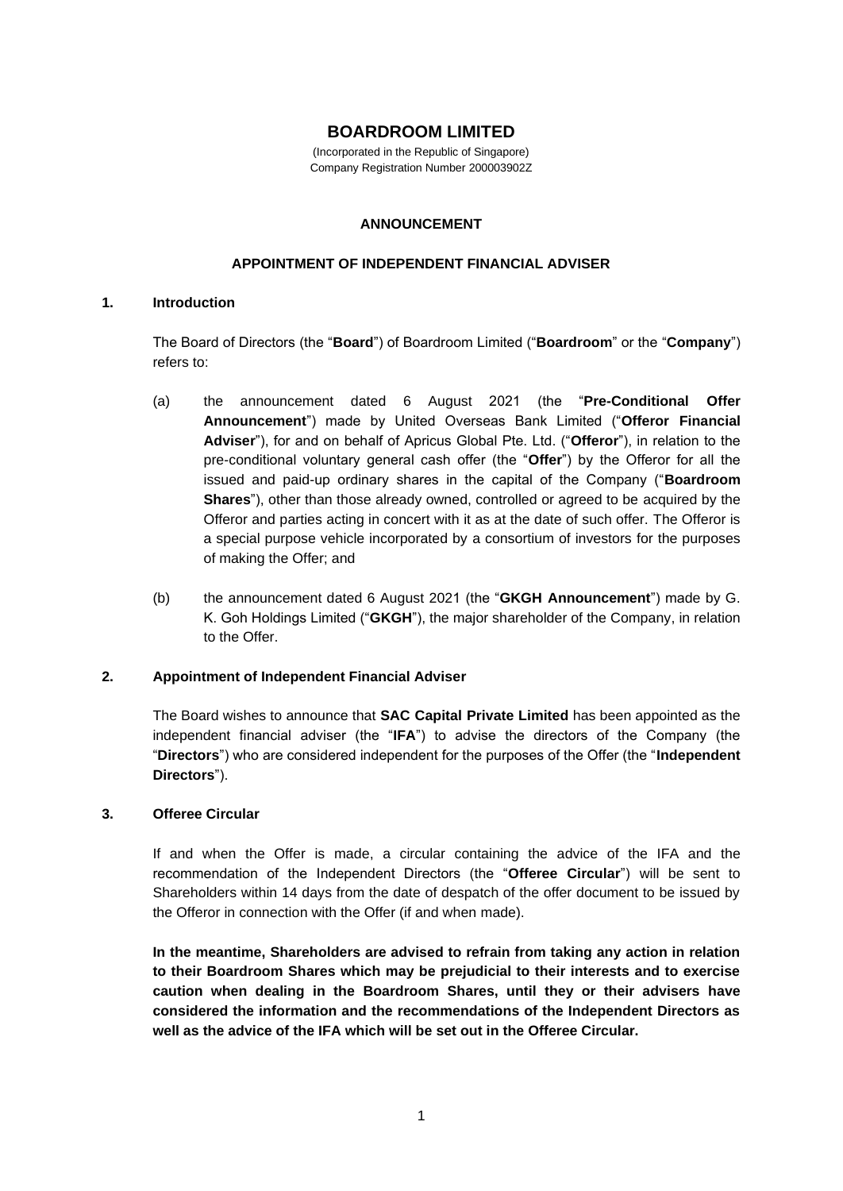# BOARDROOM LIMITED

(Incorporated in the Republic of Singapore)
Company Registration Number 200003902Z

**ANNOUNCEMENT**

**APPOINTMENT OF INDEPENDENT FINANCIAL ADVISER**

## 1. Introduction

The Board of Directors (the "**Board**") of Boardroom Limited ("**Boardroom**" or the "**Company**") refers to:

(a) the announcement dated 6 August 2021 (the "**Pre-Conditional Offer Announcement**") made by United Overseas Bank Limited ("**Offeror Financial Adviser**"), for and on behalf of Apricus Global Pte. Ltd. ("**Offeror**"), in relation to the pre-conditional voluntary general cash offer (the "**Offer**") by the Offeror for all the issued and paid-up ordinary shares in the capital of the Company ("**Boardroom Shares**"), other than those already owned, controlled or agreed to be acquired by the Offeror and parties acting in concert with it as at the date of such offer. The Offeror is a special purpose vehicle incorporated by a consortium of investors for the purposes of making the Offer; and

(b) the announcement dated 6 August 2021 (the "**GKGH Announcement**") made by G. K. Goh Holdings Limited ("**GKGH**"), the major shareholder of the Company, in relation to the Offer.

## 2. Appointment of Independent Financial Adviser

The Board wishes to announce that **SAC Capital Private Limited** has been appointed as the independent financial adviser (the "**IFA**") to advise the directors of the Company (the "**Directors**") who are considered independent for the purposes of the Offer (the "**Independent Directors**").

## 3. Offeree Circular

If and when the Offer is made, a circular containing the advice of the IFA and the recommendation of the Independent Directors (the "**Offeree Circular**") will be sent to Shareholders within 14 days from the date of despatch of the offer document to be issued by the Offeror in connection with the Offer (if and when made).

**In the meantime, Shareholders are advised to refrain from taking any action in relation to their Boardroom Shares which may be prejudicial to their interests and to exercise caution when dealing in the Boardroom Shares, until they or their advisers have considered the information and the recommendations of the Independent Directors as well as the advice of the IFA which will be set out in the Offeree Circular.**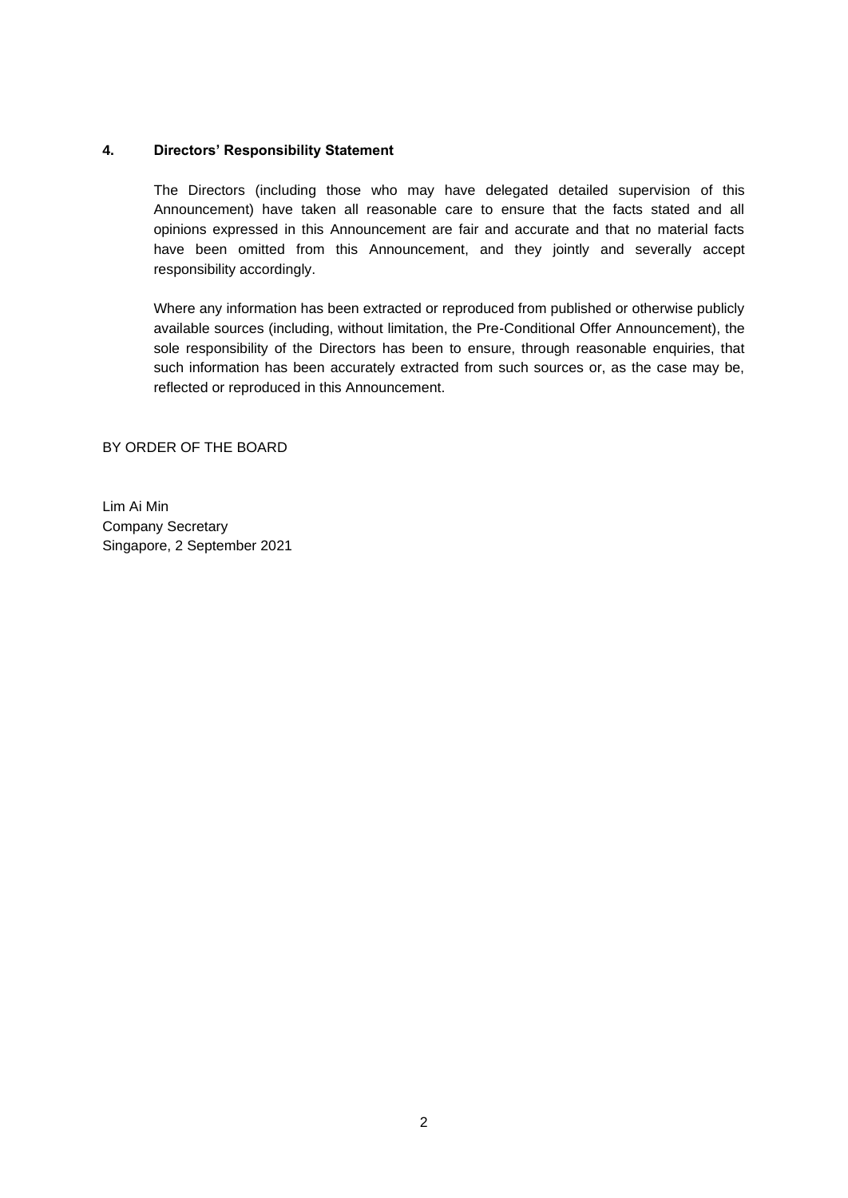**4. Directors' Responsibility Statement**

The Directors (including those who may have delegated detailed supervision of this Announcement) have taken all reasonable care to ensure that the facts stated and all opinions expressed in this Announcement are fair and accurate and that no material facts have been omitted from this Announcement, and they jointly and severally accept responsibility accordingly.

Where any information has been extracted or reproduced from published or otherwise publicly available sources (including, without limitation, the Pre-Conditional Offer Announcement), the sole responsibility of the Directors has been to ensure, through reasonable enquiries, that such information has been accurately extracted from such sources or, as the case may be, reflected or reproduced in this Announcement.

BY ORDER OF THE BOARD

Lim Ai Min
Company Secretary
Singapore, 2 September 2021